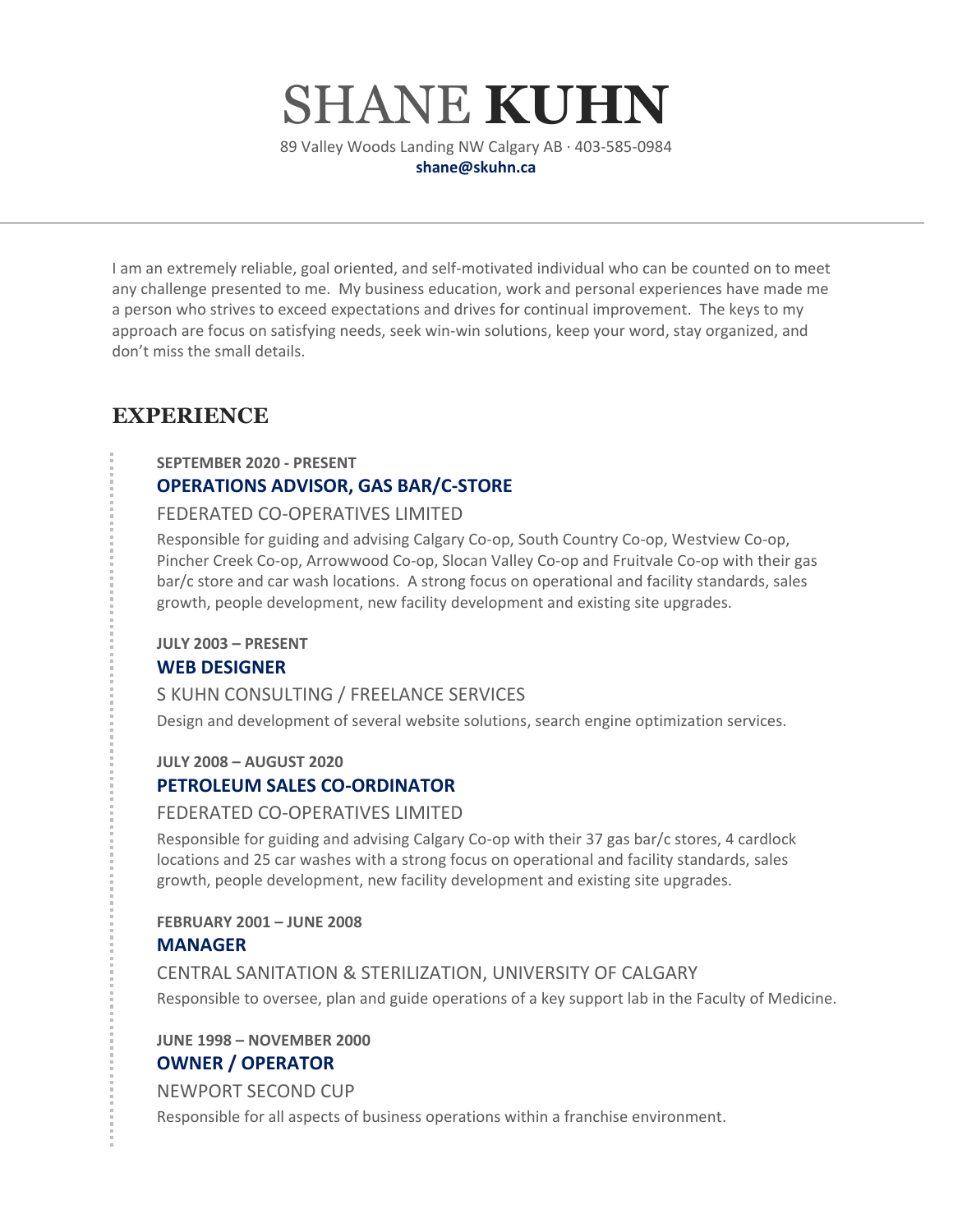# SHANE **KUHN**

89 Valley Woods Landing NW Calgary AB · 403-585-0984
**shane@skuhn.ca**

---

I am an extremely reliable, goal oriented, and self-motivated individual who can be counted on to meet any challenge presented to me. My business education, work and personal experiences have made me a person who strives to exceed expectations and drives for continual improvement. The keys to my approach are focus on satisfying needs, seek win-win solutions, keep your word, stay organized, and don't miss the small details.

## EXPERIENCE

**SEPTEMBER 2020 - PRESENT**

### OPERATIONS ADVISOR, GAS BAR/C-STORE

FEDERATED CO-OPERATIVES LIMITED

Responsible for guiding and advising Calgary Co-op, South Country Co-op, Westview Co-op, Pincher Creek Co-op, Arrowwood Co-op, Slocan Valley Co-op and Fruitvale Co-op with their gas bar/c store and car wash locations. A strong focus on operational and facility standards, sales growth, people development, new facility development and existing site upgrades.

**JULY 2003 – PRESENT**

### WEB DESIGNER

S KUHN CONSULTING / FREELANCE SERVICES

Design and development of several website solutions, search engine optimization services.

**JULY 2008 – AUGUST 2020**

### PETROLEUM SALES CO-ORDINATOR

FEDERATED CO-OPERATIVES LIMITED

Responsible for guiding and advising Calgary Co-op with their 37 gas bar/c stores, 4 cardlock locations and 25 car washes with a strong focus on operational and facility standards, sales growth, people development, new facility development and existing site upgrades.

**FEBRUARY 2001 – JUNE 2008**

### MANAGER

CENTRAL SANITATION & STERILIZATION, UNIVERSITY OF CALGARY

Responsible to oversee, plan and guide operations of a key support lab in the Faculty of Medicine.

**JUNE 1998 – NOVEMBER 2000**

### OWNER / OPERATOR

NEWPORT SECOND CUP

Responsible for all aspects of business operations within a franchise environment.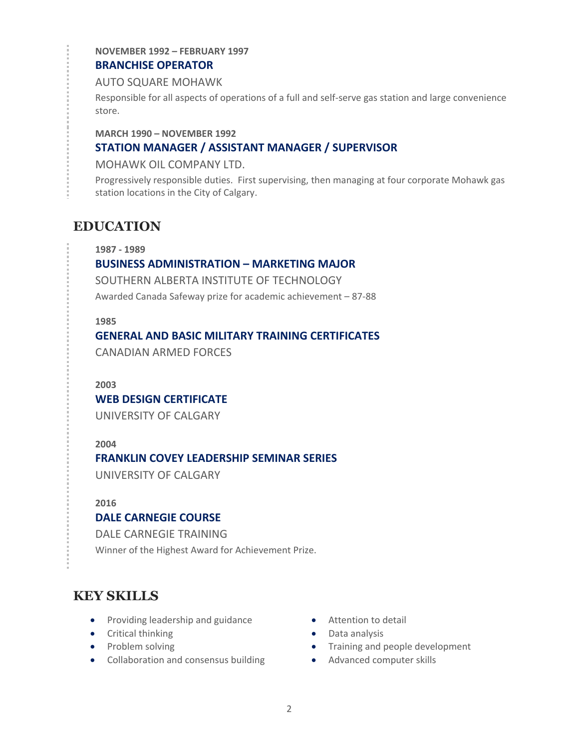**NOVEMBER 1992 – FEBRUARY 1997**

### BRANCHISE OPERATOR

AUTO SQUARE MOHAWK

Responsible for all aspects of operations of a full and self-serve gas station and large convenience store.

**MARCH 1990 – NOVEMBER 1992**

### STATION MANAGER / ASSISTANT MANAGER / SUPERVISOR

MOHAWK OIL COMPANY LTD.

Progressively responsible duties. First supervising, then managing at four corporate Mohawk gas station locations in the City of Calgary.

## EDUCATION

**1987 - 1989**

### BUSINESS ADMINISTRATION – MARKETING MAJOR

SOUTHERN ALBERTA INSTITUTE OF TECHNOLOGY

Awarded Canada Safeway prize for academic achievement – 87-88

**1985**

### GENERAL AND BASIC MILITARY TRAINING CERTIFICATES

CANADIAN ARMED FORCES

**2003**

### WEB DESIGN CERTIFICATE

UNIVERSITY OF CALGARY

**2004**

### FRANKLIN COVEY LEADERSHIP SEMINAR SERIES

UNIVERSITY OF CALGARY

**2016**

### DALE CARNEGIE COURSE

DALE CARNEGIE TRAINING

Winner of the Highest Award for Achievement Prize.

## KEY SKILLS

- Providing leadership and guidance
- Critical thinking
- Problem solving
- Collaboration and consensus building
- Attention to detail
- Data analysis
- Training and people development
- Advanced computer skills